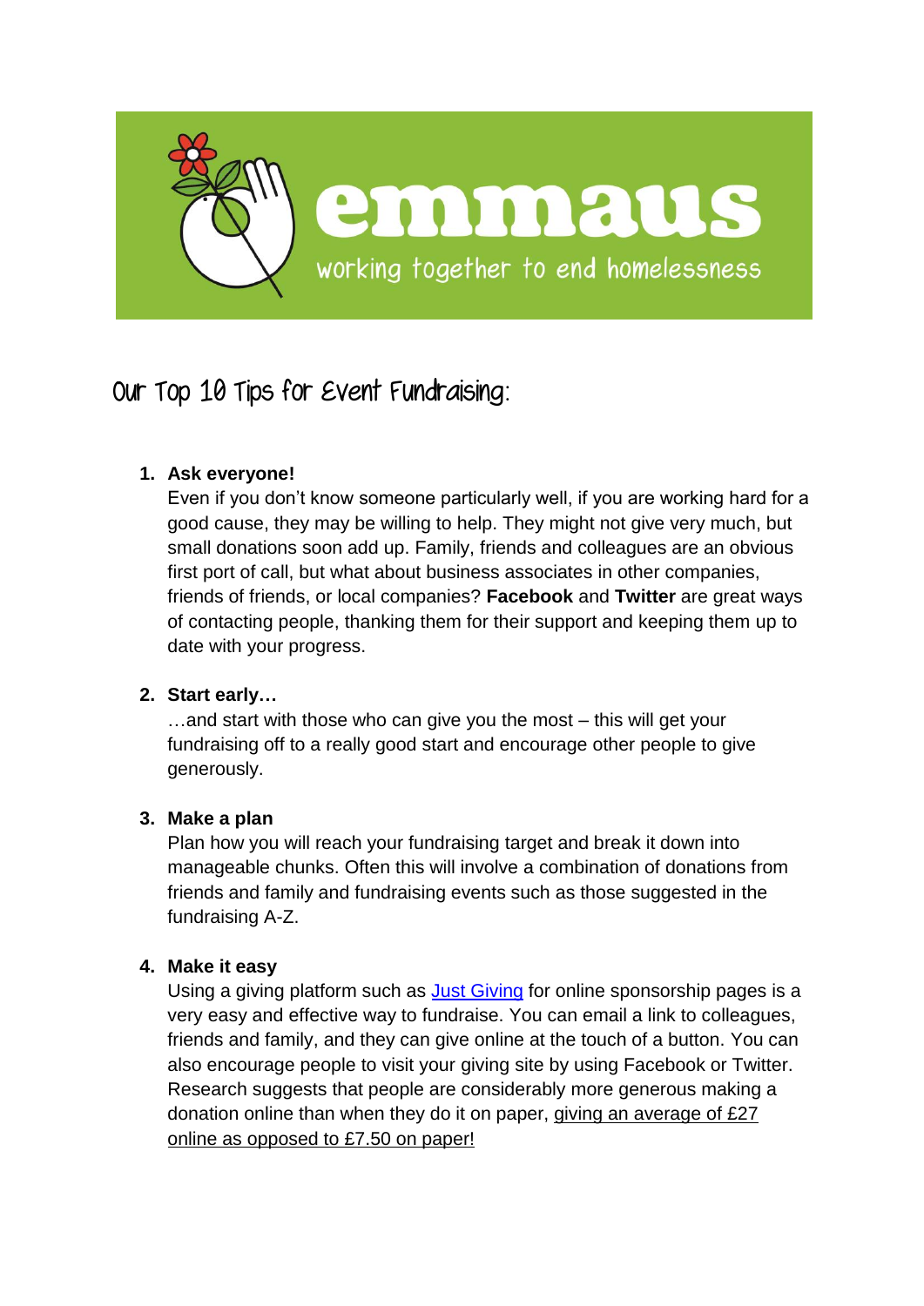emmaus

working together to end homelessness

# Our Top 10 Tips for Event Fundraising:

1. **Ask everyone!**
   Even if you don't know someone particularly well, if you are working hard for a good cause, they may be willing to help. They might not give very much, but small donations soon add up. Family, friends and colleagues are an obvious first port of call, but what about business associates in other companies, friends of friends, or local companies? **Facebook** and **Twitter** are great ways of contacting people, thanking them for their support and keeping them up to date with your progress.

2. **Start early…**
   …and start with those who can give you the most – this will get your fundraising off to a really good start and encourage other people to give generously.

3. **Make a plan**
   Plan how you will reach your fundraising target and break it down into manageable chunks. Often this will involve a combination of donations from friends and family and fundraising events such as those suggested in the fundraising A-Z.

4. **Make it easy**
   Using a giving platform such as Just Giving for online sponsorship pages is a very easy and effective way to fundraise. You can email a link to colleagues, friends and family, and they can give online at the touch of a button. You can also encourage people to visit your giving site by using Facebook or Twitter. Research suggests that people are considerably more generous making a donation online than when they do it on paper, giving an average of £27 online as opposed to £7.50 on paper!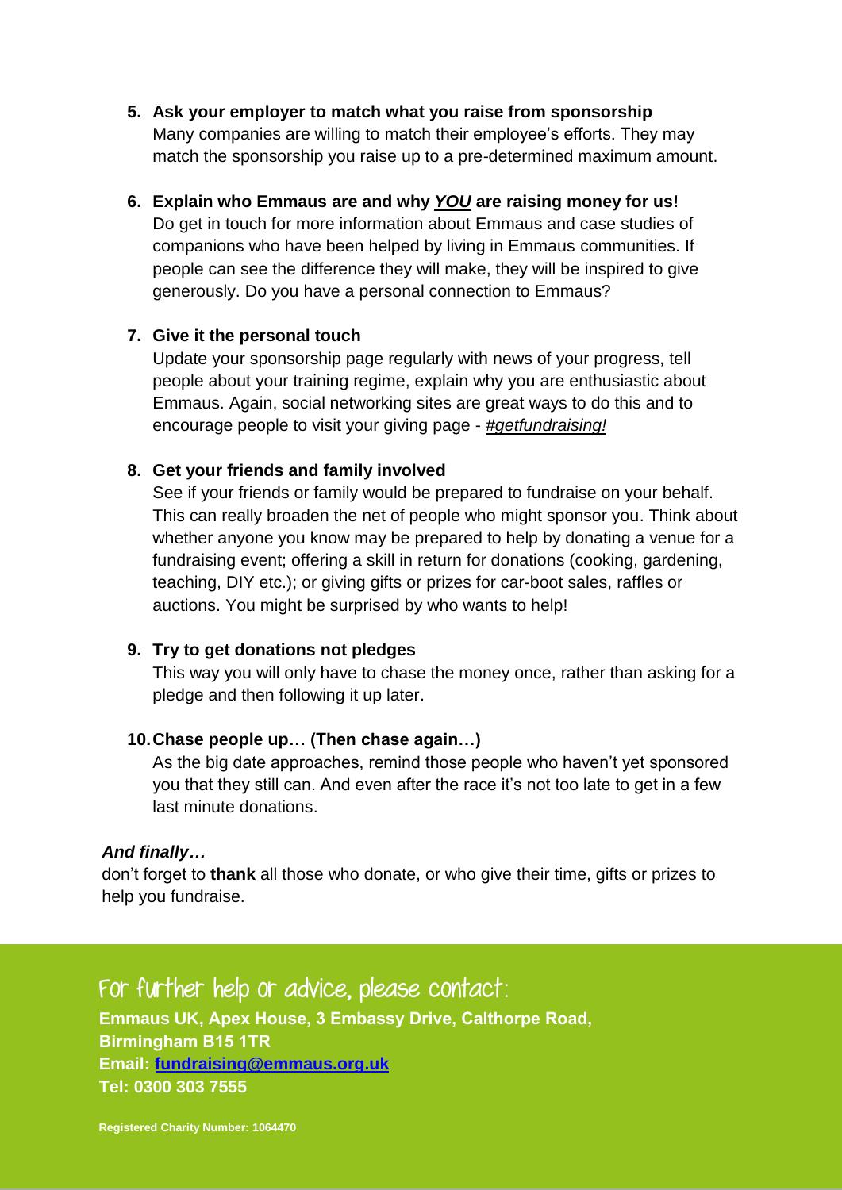5. **Ask your employer to match what you raise from sponsorship**
   Many companies are willing to match their employee's efforts. They may match the sponsorship you raise up to a pre-determined maximum amount.

6. **Explain who Emmaus are and why *YOU* are raising money for us!**
   Do get in touch for more information about Emmaus and case studies of companions who have been helped by living in Emmaus communities. If people can see the difference they will make, they will be inspired to give generously. Do you have a personal connection to Emmaus?

7. **Give it the personal touch**
   Update your sponsorship page regularly with news of your progress, tell people about your training regime, explain why you are enthusiastic about Emmaus. Again, social networking sites are great ways to do this and to encourage people to visit your giving page - *#getfundraising!*

8. **Get your friends and family involved**
   See if your friends or family would be prepared to fundraise on your behalf. This can really broaden the net of people who might sponsor you. Think about whether anyone you know may be prepared to help by donating a venue for a fundraising event; offering a skill in return for donations (cooking, gardening, teaching, DIY etc.); or giving gifts or prizes for car-boot sales, raffles or auctions. You might be surprised by who wants to help!

9. **Try to get donations not pledges**
   This way you will only have to chase the money once, rather than asking for a pledge and then following it up later.

10. **Chase people up… (Then chase again…)**
    As the big date approaches, remind those people who haven't yet sponsored you that they still can. And even after the race it's not too late to get in a few last minute donations.

***And finally…***
don't forget to **thank** all those who donate, or who give their time, gifts or prizes to help you fundraise.

## For further help or advice, please contact:

**Emmaus UK, Apex House, 3 Embassy Drive, Calthorpe Road, Birmingham B15 1TR**
**Email: fundraising@emmaus.org.uk**
**Tel: 0300 303 7555**

**Registered Charity Number: 1064470**